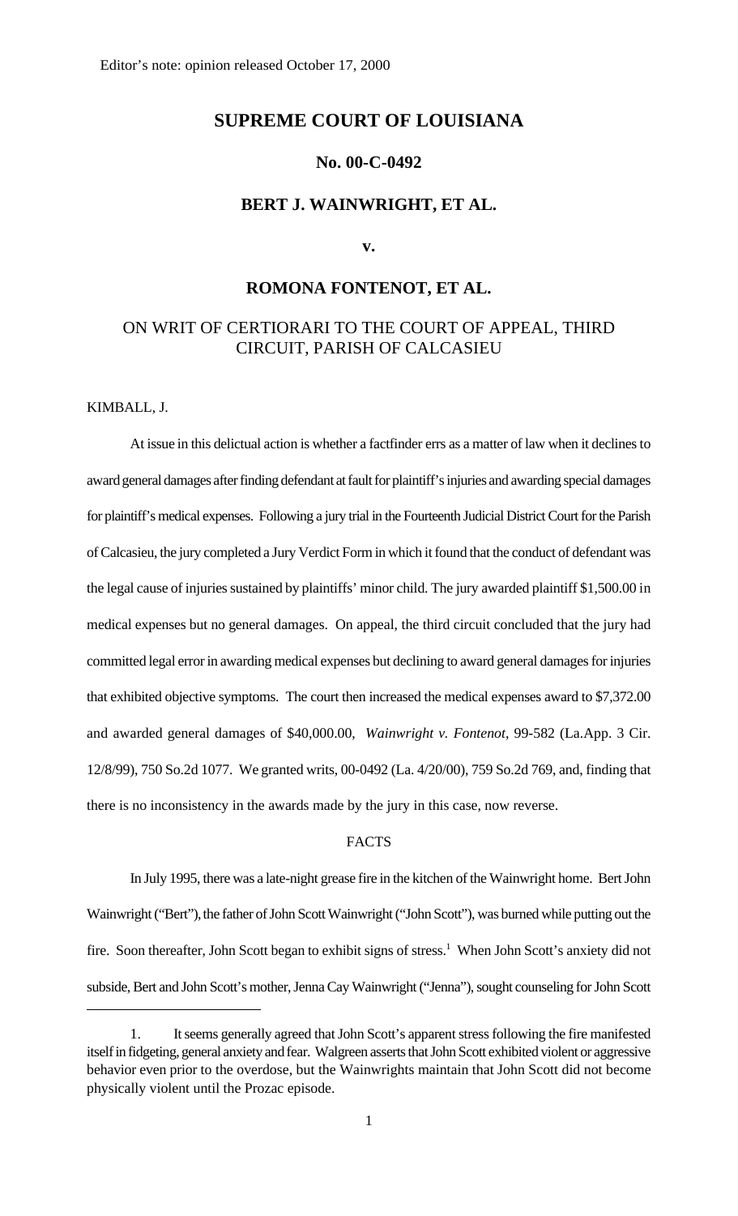Editor's note: opinion released October 17, 2000

# SUPREME COURT OF LOUISIANA

## No. 00-C-0492

## BERT J. WAINWRIGHT, ET AL.

**v.**

## ROMONA FONTENOT, ET AL.

ON WRIT OF CERTIORARI TO THE COURT OF APPEAL, THIRD CIRCUIT, PARISH OF CALCASIEU

KIMBALL, J.

At issue in this delictual action is whether a factfinder errs as a matter of law when it declines to award general damages after finding defendant at fault for plaintiff's injuries and awarding special damages for plaintiff's medical expenses. Following a jury trial in the Fourteenth Judicial District Court for the Parish of Calcasieu, the jury completed a Jury Verdict Form in which it found that the conduct of defendant was the legal cause of injuries sustained by plaintiffs' minor child. The jury awarded plaintiff $1,500.00 in medical expenses but no general damages. On appeal, the third circuit concluded that the jury had committed legal error in awarding medical expenses but declining to award general damages for injuries that exhibited objective symptoms. The court then increased the medical expenses award to $7,372.00 and awarded general damages of $40,000.00, *Wainwright v. Fontenot*, 99-582 (La.App. 3 Cir. 12/8/99), 750 So.2d 1077. We granted writs, 00-0492 (La. 4/20/00), 759 So.2d 769, and, finding that there is no inconsistency in the awards made by the jury in this case, now reverse.

FACTS

In July 1995, there was a late-night grease fire in the kitchen of the Wainwright home. Bert John Wainwright ("Bert"), the father of John Scott Wainwright ("John Scott"), was burned while putting out the fire. Soon thereafter, John Scott began to exhibit signs of stress.[1] When John Scott's anxiety did not subside, Bert and John Scott's mother, Jenna Cay Wainwright ("Jenna"), sought counseling for John Scott

---

1. It seems generally agreed that John Scott's apparent stress following the fire manifested itself in fidgeting, general anxiety and fear. Walgreen asserts that John Scott exhibited violent or aggressive behavior even prior to the overdose, but the Wainwrights maintain that John Scott did not become physically violent until the Prozac episode.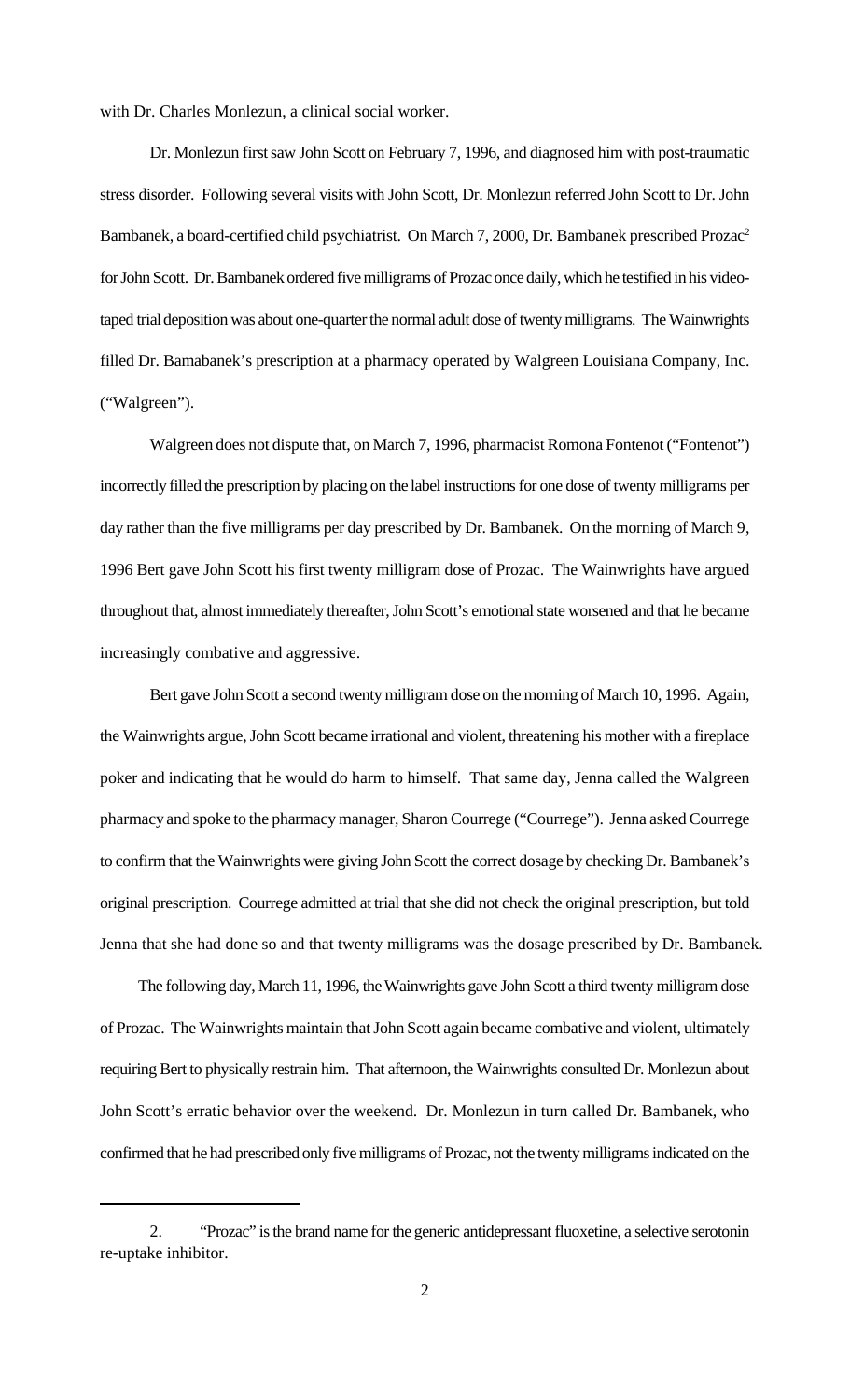with Dr. Charles Monlezun, a clinical social worker.

Dr. Monlezun first saw John Scott on February 7, 1996, and diagnosed him with post-traumatic stress disorder. Following several visits with John Scott, Dr. Monlezun referred John Scott to Dr. John Bambanek, a board-certified child psychiatrist. On March 7, 2000, Dr. Bambanek prescribed Prozac[2] for John Scott. Dr. Bambanek ordered five milligrams of Prozac once daily, which he testified in his video-taped trial deposition was about one-quarter the normal adult dose of twenty milligrams. The Wainwrights filled Dr. Bamabanek's prescription at a pharmacy operated by Walgreen Louisiana Company, Inc. ("Walgreen").

Walgreen does not dispute that, on March 7, 1996, pharmacist Romona Fontenot ("Fontenot") incorrectly filled the prescription by placing on the label instructions for one dose of twenty milligrams per day rather than the five milligrams per day prescribed by Dr. Bambanek. On the morning of March 9, 1996 Bert gave John Scott his first twenty milligram dose of Prozac. The Wainwrights have argued throughout that, almost immediately thereafter, John Scott's emotional state worsened and that he became increasingly combative and aggressive.

Bert gave John Scott a second twenty milligram dose on the morning of March 10, 1996. Again, the Wainwrights argue, John Scott became irrational and violent, threatening his mother with a fireplace poker and indicating that he would do harm to himself. That same day, Jenna called the Walgreen pharmacy and spoke to the pharmacy manager, Sharon Courrege ("Courrege"). Jenna asked Courrege to confirm that the Wainwrights were giving John Scott the correct dosage by checking Dr. Bambanek's original prescription. Courrege admitted at trial that she did not check the original prescription, but told Jenna that she had done so and that twenty milligrams was the dosage prescribed by Dr. Bambanek.

The following day, March 11, 1996, the Wainwrights gave John Scott a third twenty milligram dose of Prozac. The Wainwrights maintain that John Scott again became combative and violent, ultimately requiring Bert to physically restrain him. That afternoon, the Wainwrights consulted Dr. Monlezun about John Scott's erratic behavior over the weekend. Dr. Monlezun in turn called Dr. Bambanek, who confirmed that he had prescribed only five milligrams of Prozac, not the twenty milligrams indicated on the

---

2. "Prozac" is the brand name for the generic antidepressant fluoxetine, a selective serotonin re-uptake inhibitor.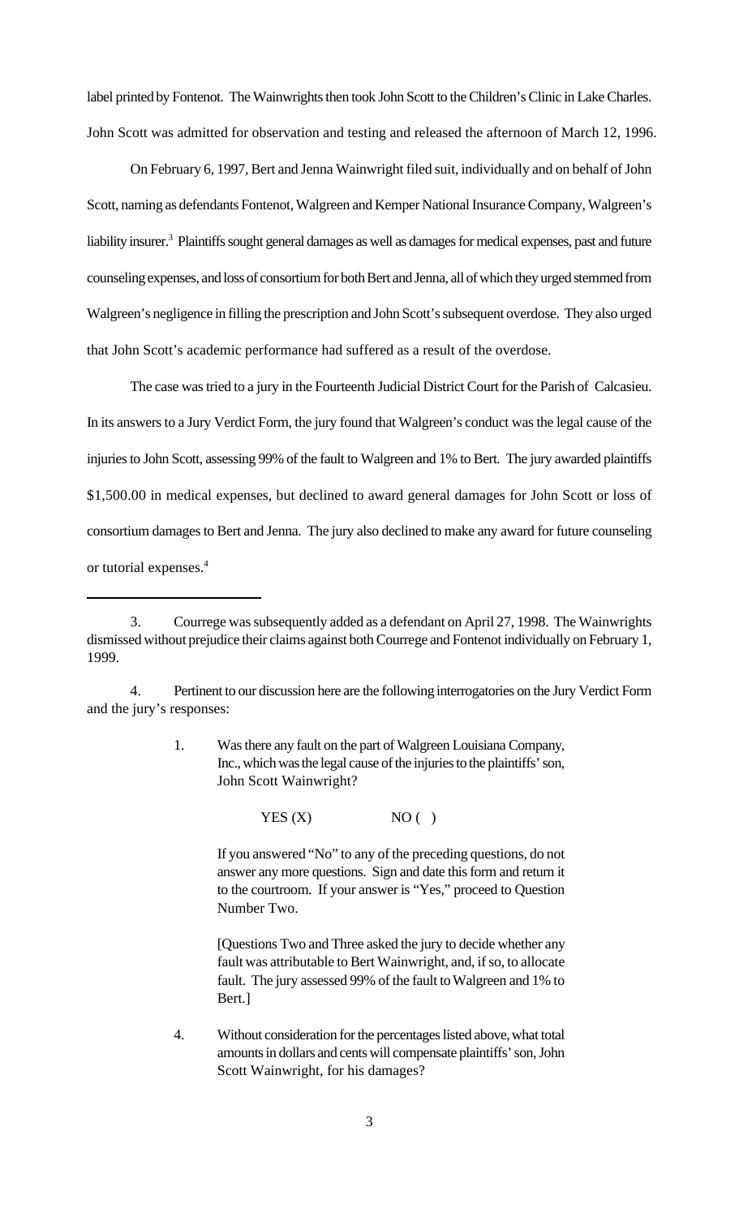label printed by Fontenot. The Wainwrights then took John Scott to the Children's Clinic in Lake Charles. John Scott was admitted for observation and testing and released the afternoon of March 12, 1996.

On February 6, 1997, Bert and Jenna Wainwright filed suit, individually and on behalf of John Scott, naming as defendants Fontenot, Walgreen and Kemper National Insurance Company, Walgreen's liability insurer.[3] Plaintiffs sought general damages as well as damages for medical expenses, past and future counseling expenses, and loss of consortium for both Bert and Jenna, all of which they urged stemmed from Walgreen's negligence in filling the prescription and John Scott's subsequent overdose. They also urged that John Scott's academic performance had suffered as a result of the overdose.

The case was tried to a jury in the Fourteenth Judicial District Court for the Parish of Calcasieu. In its answers to a Jury Verdict Form, the jury found that Walgreen's conduct was the legal cause of the injuries to John Scott, assessing 99% of the fault to Walgreen and 1% to Bert. The jury awarded plaintiffs $1,500.00 in medical expenses, but declined to award general damages for John Scott or loss of consortium damages to Bert and Jenna. The jury also declined to make any award for future counseling or tutorial expenses.[4]

---

3. Courrege was subsequently added as a defendant on April 27, 1998. The Wainwrights dismissed without prejudice their claims against both Courrege and Fontenot individually on February 1, 1999.

4. Pertinent to our discussion here are the following interrogatories on the Jury Verdict Form and the jury's responses:

> 1. Was there any fault on the part of Walgreen Louisiana Company, Inc., which was the legal cause of the injuries to the plaintiffs' son, John Scott Wainwright?
>
> YES (X) NO ( )
>
> If you answered "No" to any of the preceding questions, do not answer any more questions. Sign and date this form and return it to the courtroom. If your answer is "Yes," proceed to Question Number Two.
>
> [Questions Two and Three asked the jury to decide whether any fault was attributable to Bert Wainwright, and, if so, to allocate fault. The jury assessed 99% of the fault to Walgreen and 1% to Bert.]
>
> 4. Without consideration for the percentages listed above, what total amounts in dollars and cents will compensate plaintiffs' son, John Scott Wainwright, for his damages?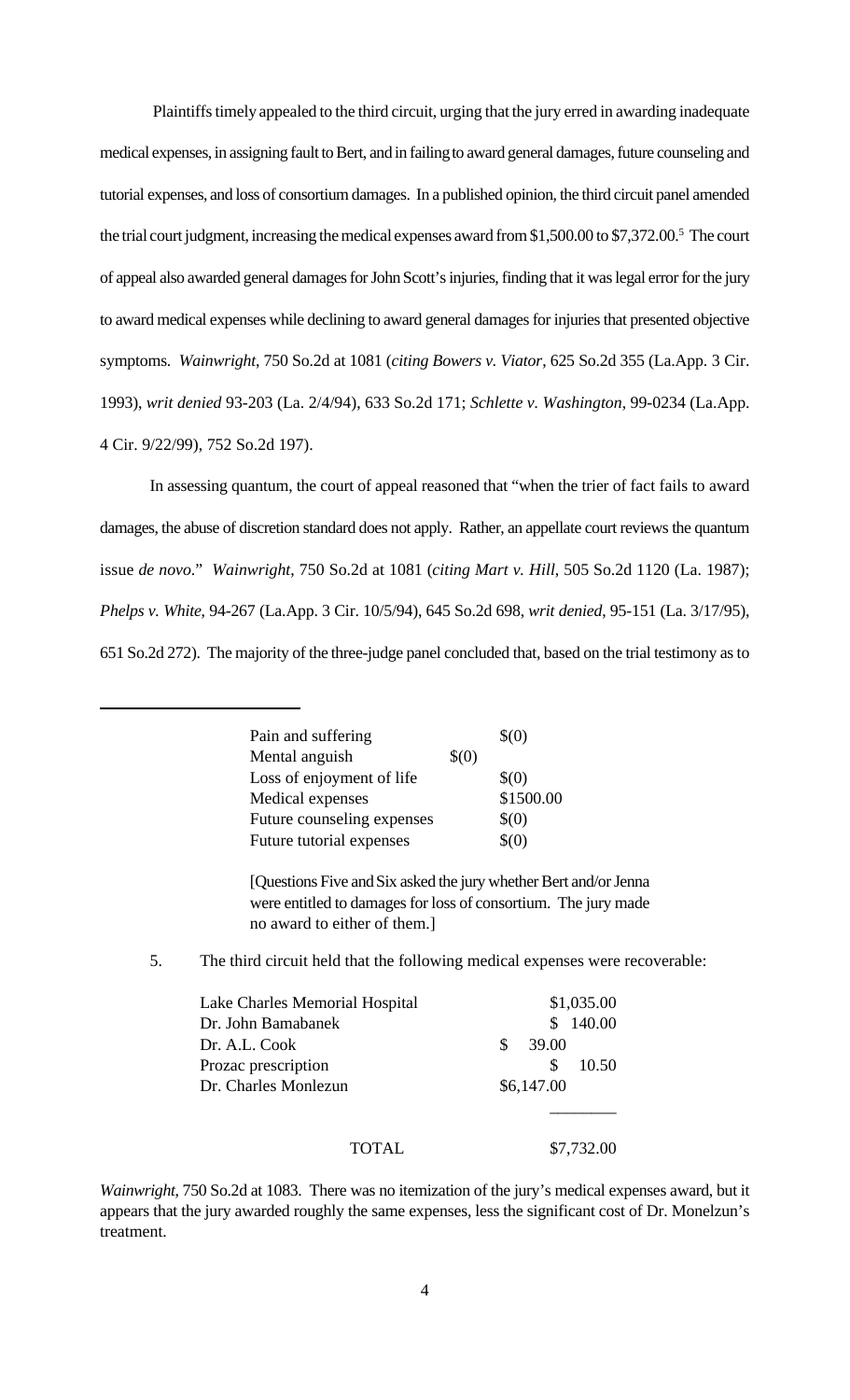Plaintiffs timely appealed to the third circuit, urging that the jury erred in awarding inadequate medical expenses, in assigning fault to Bert, and in failing to award general damages, future counseling and tutorial expenses, and loss of consortium damages. In a published opinion, the third circuit panel amended the trial court judgment, increasing the medical expenses award from \$1,500.00 to \$7,372.00.[5] The court of appeal also awarded general damages for John Scott's injuries, finding that it was legal error for the jury to award medical expenses while declining to award general damages for injuries that presented objective symptoms. *Wainwright*, 750 So.2d at 1081 (*citing Bowers v. Viator*, 625 So.2d 355 (La.App. 3 Cir. 1993), *writ denied* 93-203 (La. 2/4/94), 633 So.2d 171; *Schlette v. Washington*, 99-0234 (La.App. 4 Cir. 9/22/99), 752 So.2d 197).

In assessing quantum, the court of appeal reasoned that "when the trier of fact fails to award damages, the abuse of discretion standard does not apply. Rather, an appellate court reviews the quantum issue *de novo*." *Wainwright*, 750 So.2d at 1081 (*citing Mart v. Hill*, 505 So.2d 1120 (La. 1987); *Phelps v. White*, 94-267 (La.App. 3 Cir. 10/5/94), 645 So.2d 698, *writ denied*, 95-151 (La. 3/17/95), 651 So.2d 272). The majority of the three-judge panel concluded that, based on the trial testimony as to

---

| | |
|---|---|
| Pain and suffering | \$(0) |
| Mental anguish | \$(0) |
| Loss of enjoyment of life | \$(0) |
| Medical expenses | \$1500.00 |
| Future counseling expenses | \$(0) |
| Future tutorial expenses | \$(0) |

[Questions Five and Six asked the jury whether Bert and/or Jenna were entitled to damages for loss of consortium. The jury made no award to either of them.]

5. The third circuit held that the following medical expenses were recoverable:

| | |
|---|---|
| Lake Charles Memorial Hospital | \$1,035.00 |
| Dr. John Bamabanek | \$ 140.00 |
| Dr. A.L. Cook | \$ 39.00 |
| Prozac prescription | \$ 10.50 |
| Dr. Charles Monlezun | \$6,147.00 |
| TOTAL | \$7,732.00 |

*Wainwright*, 750 So.2d at 1083. There was no itemization of the jury's medical expenses award, but it appears that the jury awarded roughly the same expenses, less the significant cost of Dr. Monelzun's treatment.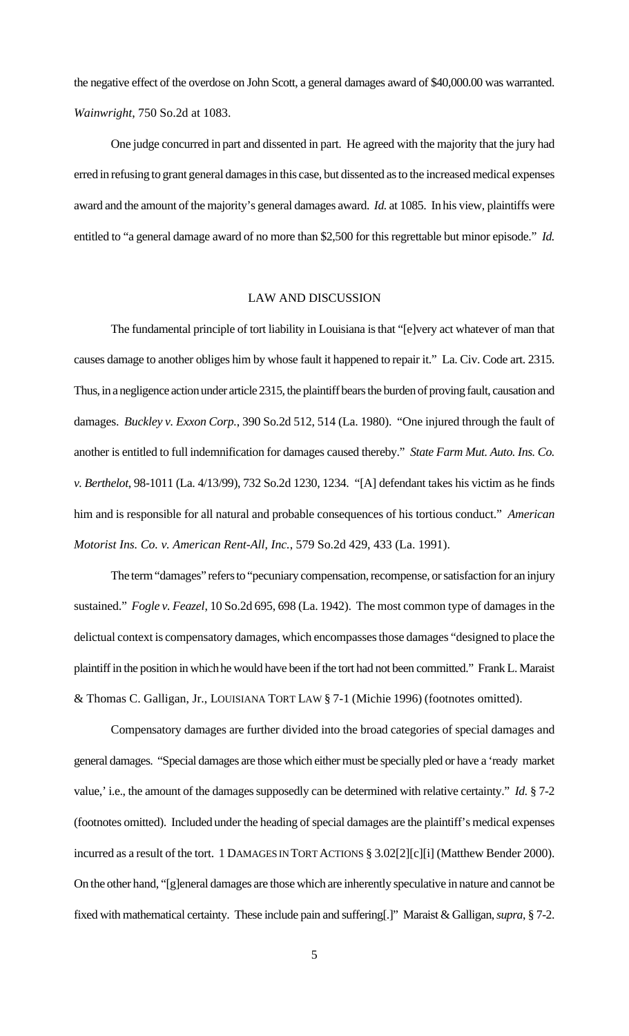the negative effect of the overdose on John Scott, a general damages award of $40,000.00 was warranted. *Wainwright*, 750 So.2d at 1083.

One judge concurred in part and dissented in part. He agreed with the majority that the jury had erred in refusing to grant general damages in this case, but dissented as to the increased medical expenses award and the amount of the majority's general damages award. *Id.* at 1085. In his view, plaintiffs were entitled to "a general damage award of no more than $2,500 for this regrettable but minor episode." *Id.*

## LAW AND DISCUSSION

The fundamental principle of tort liability in Louisiana is that "[e]very act whatever of man that causes damage to another obliges him by whose fault it happened to repair it." La. Civ. Code art. 2315. Thus, in a negligence action under article 2315, the plaintiff bears the burden of proving fault, causation and damages. *Buckley v. Exxon Corp.*, 390 So.2d 512, 514 (La. 1980). "One injured through the fault of another is entitled to full indemnification for damages caused thereby." *State Farm Mut. Auto. Ins. Co. v. Berthelot*, 98-1011 (La. 4/13/99), 732 So.2d 1230, 1234. "[A] defendant takes his victim as he finds him and is responsible for all natural and probable consequences of his tortious conduct." *American Motorist Ins. Co. v. American Rent-All, Inc.*, 579 So.2d 429, 433 (La. 1991).

The term "damages" refers to "pecuniary compensation, recompense, or satisfaction for an injury sustained." *Fogle v. Feazel*, 10 So.2d 695, 698 (La. 1942). The most common type of damages in the delictual context is compensatory damages, which encompasses those damages "designed to place the plaintiff in the position in which he would have been if the tort had not been committed." Frank L. Maraist & Thomas C. Galligan, Jr., LOUISIANA TORT LAW § 7-1 (Michie 1996) (footnotes omitted).

Compensatory damages are further divided into the broad categories of special damages and general damages. "Special damages are those which either must be specially pled or have a 'ready market value,' i.e., the amount of the damages supposedly can be determined with relative certainty." *Id.* § 7-2 (footnotes omitted). Included under the heading of special damages are the plaintiff's medical expenses incurred as a result of the tort. 1 DAMAGES IN TORT ACTIONS § 3.02[2][c][i] (Matthew Bender 2000). On the other hand, "[g]eneral damages are those which are inherently speculative in nature and cannot be fixed with mathematical certainty. These include pain and suffering[.]" Maraist & Galligan, *supra*, § 7-2.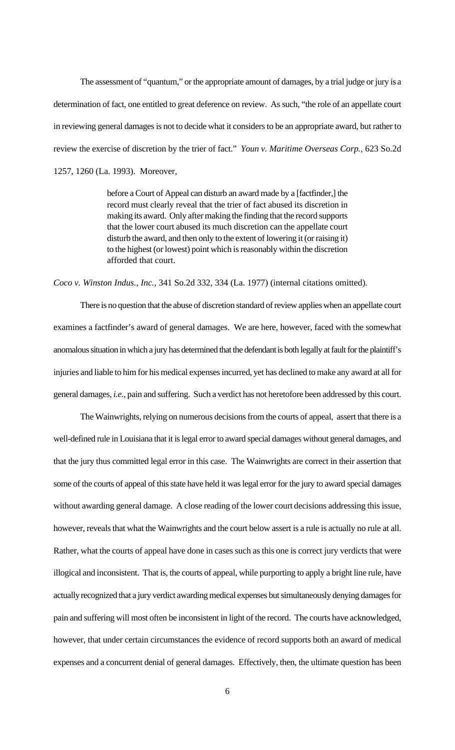The assessment of "quantum," or the appropriate amount of damages, by a trial judge or jury is a determination of fact, one entitled to great deference on review. As such, "the role of an appellate court in reviewing general damages is not to decide what it considers to be an appropriate award, but rather to review the exercise of discretion by the trier of fact." *Youn v. Maritime Overseas Corp.*, 623 So.2d 1257, 1260 (La. 1993). Moreover,

> before a Court of Appeal can disturb an award made by a [factfinder,] the record must clearly reveal that the trier of fact abused its discretion in making its award. Only after making the finding that the record supports that the lower court abused its much discretion can the appellate court disturb the award, and then only to the extent of lowering it (or raising it) to the highest (or lowest) point which is reasonably within the discretion afforded that court.

*Coco v. Winston Indus., Inc.*, 341 So.2d 332, 334 (La. 1977) (internal citations omitted).

There is no question that the abuse of discretion standard of review applies when an appellate court examines a factfinder's award of general damages. We are here, however, faced with the somewhat anomalous situation in which a jury has determined that the defendant is both legally at fault for the plaintiff's injuries and liable to him for his medical expenses incurred, yet has declined to make any award at all for general damages, *i.e.*, pain and suffering. Such a verdict has not heretofore been addressed by this court.

The Wainwrights, relying on numerous decisions from the courts of appeal, assert that there is a well-defined rule in Louisiana that it is legal error to award special damages without general damages, and that the jury thus committed legal error in this case. The Wainwrights are correct in their assertion that some of the courts of appeal of this state have held it was legal error for the jury to award special damages without awarding general damage. A close reading of the lower court decisions addressing this issue, however, reveals that what the Wainwrights and the court below assert is a rule is actually no rule at all. Rather, what the courts of appeal have done in cases such as this one is correct jury verdicts that were illogical and inconsistent. That is, the courts of appeal, while purporting to apply a bright line rule, have actually recognized that a jury verdict awarding medical expenses but simultaneously denying damages for pain and suffering will most often be inconsistent in light of the record. The courts have acknowledged, however, that under certain circumstances the evidence of record supports both an award of medical expenses and a concurrent denial of general damages. Effectively, then, the ultimate question has been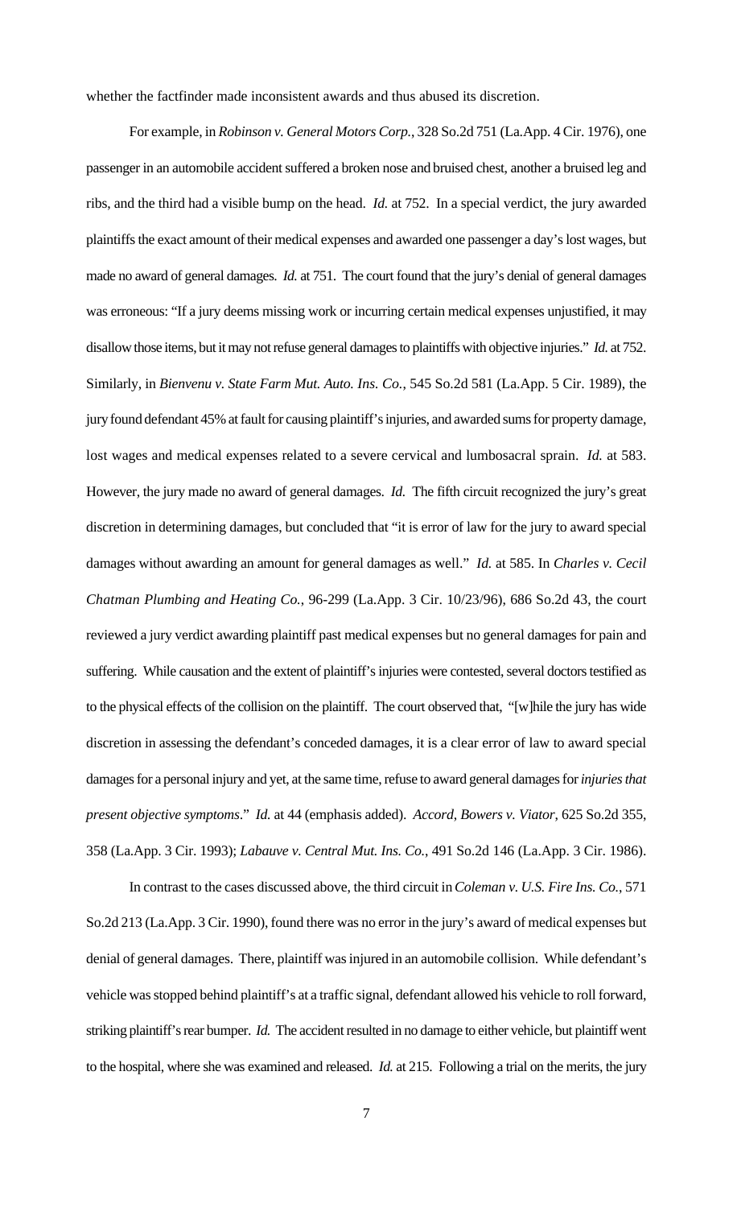whether the factfinder made inconsistent awards and thus abused its discretion.

For example, in *Robinson v. General Motors Corp.*, 328 So.2d 751 (La.App. 4 Cir. 1976), one passenger in an automobile accident suffered a broken nose and bruised chest, another a bruised leg and ribs, and the third had a visible bump on the head. *Id.* at 752. In a special verdict, the jury awarded plaintiffs the exact amount of their medical expenses and awarded one passenger a day's lost wages, but made no award of general damages. *Id.* at 751. The court found that the jury's denial of general damages was erroneous: "If a jury deems missing work or incurring certain medical expenses unjustified, it may disallow those items, but it may not refuse general damages to plaintiffs with objective injuries." *Id.* at 752. Similarly, in *Bienvenu v. State Farm Mut. Auto. Ins. Co.*, 545 So.2d 581 (La.App. 5 Cir. 1989), the jury found defendant 45% at fault for causing plaintiff's injuries, and awarded sums for property damage, lost wages and medical expenses related to a severe cervical and lumbosacral sprain. *Id.* at 583. However, the jury made no award of general damages. *Id.* The fifth circuit recognized the jury's great discretion in determining damages, but concluded that "it is error of law for the jury to award special damages without awarding an amount for general damages as well." *Id.* at 585. In *Charles v. Cecil Chatman Plumbing and Heating Co.*, 96-299 (La.App. 3 Cir. 10/23/96), 686 So.2d 43, the court reviewed a jury verdict awarding plaintiff past medical expenses but no general damages for pain and suffering. While causation and the extent of plaintiff's injuries were contested, several doctors testified as to the physical effects of the collision on the plaintiff. The court observed that, "[w]hile the jury has wide discretion in assessing the defendant's conceded damages, it is a clear error of law to award special damages for a personal injury and yet, at the same time, refuse to award general damages for *injuries that present objective symptoms*." *Id.* at 44 (emphasis added). *Accord*, *Bowers v. Viator*, 625 So.2d 355, 358 (La.App. 3 Cir. 1993); *Labauve v. Central Mut. Ins. Co.*, 491 So.2d 146 (La.App. 3 Cir. 1986).

In contrast to the cases discussed above, the third circuit in *Coleman v. U.S. Fire Ins. Co.*, 571 So.2d 213 (La.App. 3 Cir. 1990), found there was no error in the jury's award of medical expenses but denial of general damages. There, plaintiff was injured in an automobile collision. While defendant's vehicle was stopped behind plaintiff's at a traffic signal, defendant allowed his vehicle to roll forward, striking plaintiff's rear bumper. *Id.* The accident resulted in no damage to either vehicle, but plaintiff went to the hospital, where she was examined and released. *Id.* at 215. Following a trial on the merits, the jury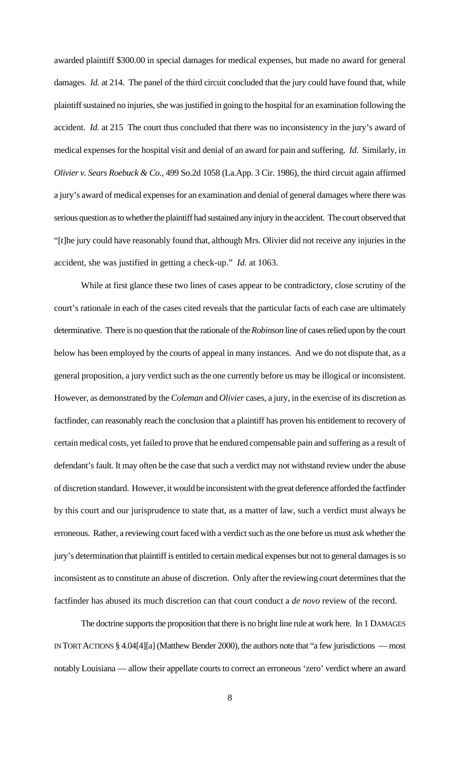awarded plaintiff $300.00 in special damages for medical expenses, but made no award for general damages. *Id.* at 214. The panel of the third circuit concluded that the jury could have found that, while plaintiff sustained no injuries, she was justified in going to the hospital for an examination following the accident. *Id.* at 215 The court thus concluded that there was no inconsistency in the jury's award of medical expenses for the hospital visit and denial of an award for pain and suffering. *Id*. Similarly, in *Olivier v. Sears Roebuck & Co*., 499 So.2d 1058 (La.App. 3 Cir. 1986), the third circuit again affirmed a jury's award of medical expenses for an examination and denial of general damages where there was serious question as to whether the plaintiff had sustained any injury in the accident. The court observed that "[t]he jury could have reasonably found that, although Mrs. Olivier did not receive any injuries in the accident, she was justified in getting a check-up." *Id.* at 1063.

While at first glance these two lines of cases appear to be contradictory, close scrutiny of the court's rationale in each of the cases cited reveals that the particular facts of each case are ultimately determinative. There is no question that the rationale of the *Robinson* line of cases relied upon by the court below has been employed by the courts of appeal in many instances. And we do not dispute that, as a general proposition, a jury verdict such as the one currently before us may be illogical or inconsistent. However, as demonstrated by the *Coleman* and *Olivier* cases, a jury, in the exercise of its discretion as factfinder, can reasonably reach the conclusion that a plaintiff has proven his entitlement to recovery of certain medical costs, yet failed to prove that he endured compensable pain and suffering as a result of defendant's fault. It may often be the case that such a verdict may not withstand review under the abuse of discretion standard. However, it would be inconsistent with the great deference afforded the factfinder by this court and our jurisprudence to state that, as a matter of law, such a verdict must always be erroneous. Rather, a reviewing court faced with a verdict such as the one before us must ask whether the jury's determination that plaintiff is entitled to certain medical expenses but not to general damages is so inconsistent as to constitute an abuse of discretion. Only after the reviewing court determines that the factfinder has abused its much discretion can that court conduct a *de novo* review of the record.

The doctrine supports the proposition that there is no bright line rule at work here. In 1 DAMAGES IN TORT ACTIONS § 4.04[4][a] (Matthew Bender 2000), the authors note that "a few jurisdictions — most notably Louisiana — allow their appellate courts to correct an erroneous 'zero' verdict where an award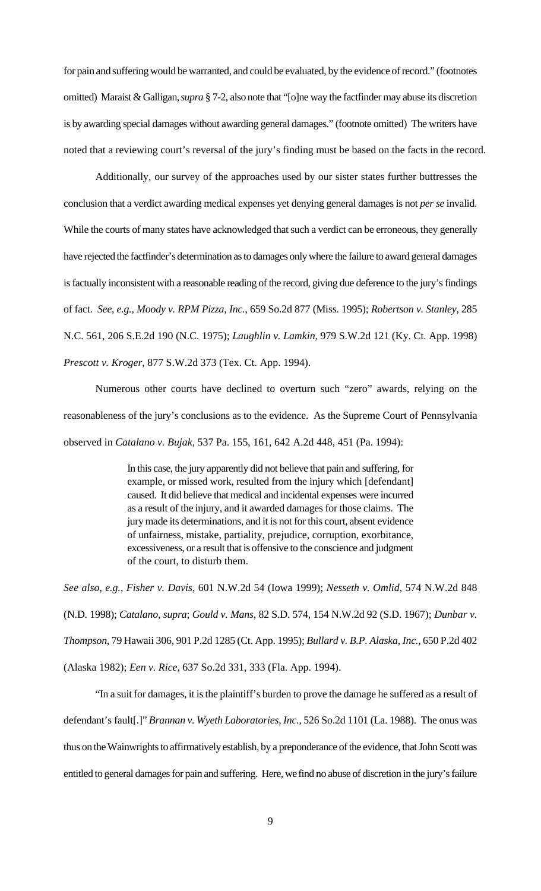for pain and suffering would be warranted, and could be evaluated, by the evidence of record." (footnotes omitted) Maraist & Galligan, *supra* § 7-2, also note that "[o]ne way the factfinder may abuse its discretion is by awarding special damages without awarding general damages." (footnote omitted) The writers have noted that a reviewing court's reversal of the jury's finding must be based on the facts in the record.

Additionally, our survey of the approaches used by our sister states further buttresses the conclusion that a verdict awarding medical expenses yet denying general damages is not *per se* invalid. While the courts of many states have acknowledged that such a verdict can be erroneous, they generally have rejected the factfinder's determination as to damages only where the failure to award general damages is factually inconsistent with a reasonable reading of the record, giving due deference to the jury's findings of fact. *See, e.g.*, *Moody v. RPM Pizza, Inc.*, 659 So.2d 877 (Miss. 1995); *Robertson v. Stanley*, 285 N.C. 561, 206 S.E.2d 190 (N.C. 1975); *Laughlin v. Lamkin*, 979 S.W.2d 121 (Ky. Ct. App. 1998) *Prescott v. Kroger*, 877 S.W.2d 373 (Tex. Ct. App. 1994).

Numerous other courts have declined to overturn such "zero" awards, relying on the reasonableness of the jury's conclusions as to the evidence. As the Supreme Court of Pennsylvania observed in *Catalano v. Bujak*, 537 Pa. 155, 161, 642 A.2d 448, 451 (Pa. 1994):

> In this case, the jury apparently did not believe that pain and suffering, for example, or missed work, resulted from the injury which [defendant] caused. It did believe that medical and incidental expenses were incurred as a result of the injury, and it awarded damages for those claims. The jury made its determinations, and it is not for this court, absent evidence of unfairness, mistake, partiality, prejudice, corruption, exorbitance, excessiveness, or a result that is offensive to the conscience and judgment of the court, to disturb them.

*See also, e.g.*, *Fisher v. Davis*, 601 N.W.2d 54 (Iowa 1999); *Nesseth v. Omlid*, 574 N.W.2d 848 (N.D. 1998); *Catalano, supra*; *Gould v. Mans*, 82 S.D. 574, 154 N.W.2d 92 (S.D. 1967); *Dunbar v. Thompson*, 79 Hawaii 306, 901 P.2d 1285 (Ct. App. 1995); *Bullard v. B.P. Alaska, Inc.*, 650 P.2d 402 (Alaska 1982); *Een v. Rice*, 637 So.2d 331, 333 (Fla. App. 1994).

"In a suit for damages, it is the plaintiff's burden to prove the damage he suffered as a result of defendant's fault[.]" *Brannan v. Wyeth Laboratories, Inc.*, 526 So.2d 1101 (La. 1988). The onus was thus on the Wainwrights to affirmatively establish, by a preponderance of the evidence, that John Scott was entitled to general damages for pain and suffering. Here, we find no abuse of discretion in the jury's failure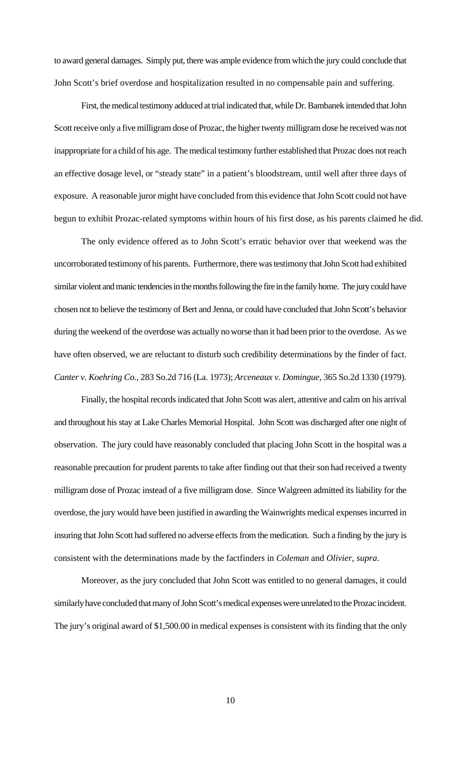to award general damages. Simply put, there was ample evidence from which the jury could conclude that John Scott's brief overdose and hospitalization resulted in no compensable pain and suffering.

First, the medical testimony adduced at trial indicated that, while Dr. Bambanek intended that John Scott receive only a five milligram dose of Prozac, the higher twenty milligram dose he received was not inappropriate for a child of his age. The medical testimony further established that Prozac does not reach an effective dosage level, or "steady state" in a patient's bloodstream, until well after three days of exposure. A reasonable juror might have concluded from this evidence that John Scott could not have begun to exhibit Prozac-related symptoms within hours of his first dose, as his parents claimed he did.

The only evidence offered as to John Scott's erratic behavior over that weekend was the uncorroborated testimony of his parents. Furthermore, there was testimony that John Scott had exhibited similar violent and manic tendencies in the months following the fire in the family home. The jury could have chosen not to believe the testimony of Bert and Jenna, or could have concluded that John Scott's behavior during the weekend of the overdose was actually no worse than it had been prior to the overdose. As we have often observed, we are reluctant to disturb such credibility determinations by the finder of fact. *Canter v. Koehring Co.*, 283 So.2d 716 (La. 1973); *Arceneaux v. Domingue*, 365 So.2d 1330 (1979).

Finally, the hospital records indicated that John Scott was alert, attentive and calm on his arrival and throughout his stay at Lake Charles Memorial Hospital. John Scott was discharged after one night of observation. The jury could have reasonably concluded that placing John Scott in the hospital was a reasonable precaution for prudent parents to take after finding out that their son had received a twenty milligram dose of Prozac instead of a five milligram dose. Since Walgreen admitted its liability for the overdose, the jury would have been justified in awarding the Wainwrights medical expenses incurred in insuring that John Scott had suffered no adverse effects from the medication. Such a finding by the jury is consistent with the determinations made by the factfinders in *Coleman* and *Olivier*, *supra*.

Moreover, as the jury concluded that John Scott was entitled to no general damages, it could similarly have concluded that many of John Scott's medical expenses were unrelated to the Prozac incident. The jury's original award of $1,500.00 in medical expenses is consistent with its finding that the only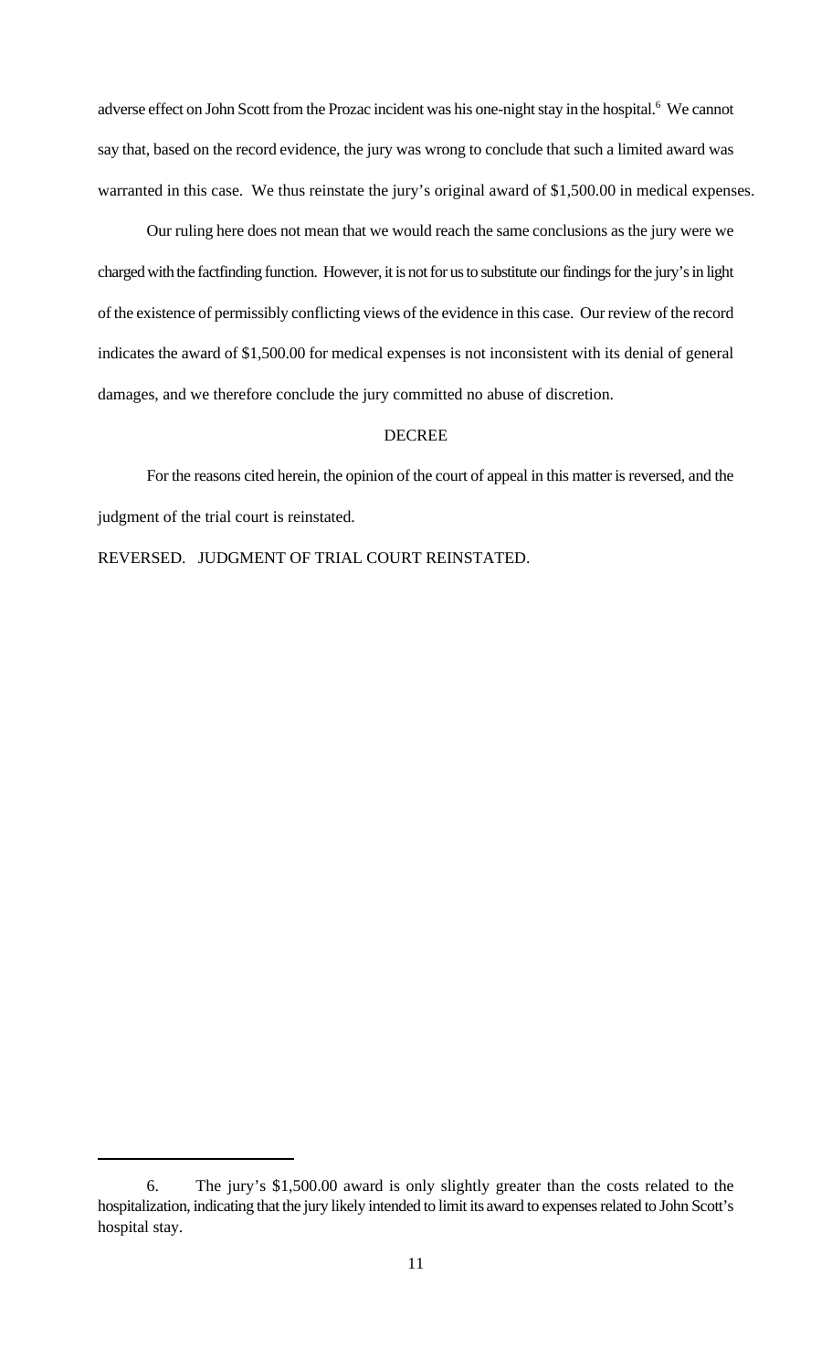adverse effect on John Scott from the Prozac incident was his one-night stay in the hospital.[6] We cannot say that, based on the record evidence, the jury was wrong to conclude that such a limited award was warranted in this case. We thus reinstate the jury's original award of $1,500.00 in medical expenses.

Our ruling here does not mean that we would reach the same conclusions as the jury were we charged with the factfinding function. However, it is not for us to substitute our findings for the jury's in light of the existence of permissibly conflicting views of the evidence in this case. Our review of the record indicates the award of $1,500.00 for medical expenses is not inconsistent with its denial of general damages, and we therefore conclude the jury committed no abuse of discretion.

## DECREE

For the reasons cited herein, the opinion of the court of appeal in this matter is reversed, and the judgment of the trial court is reinstated.

REVERSED. JUDGMENT OF TRIAL COURT REINSTATED.

---

6. The jury's $1,500.00 award is only slightly greater than the costs related to the hospitalization, indicating that the jury likely intended to limit its award to expenses related to John Scott's hospital stay.